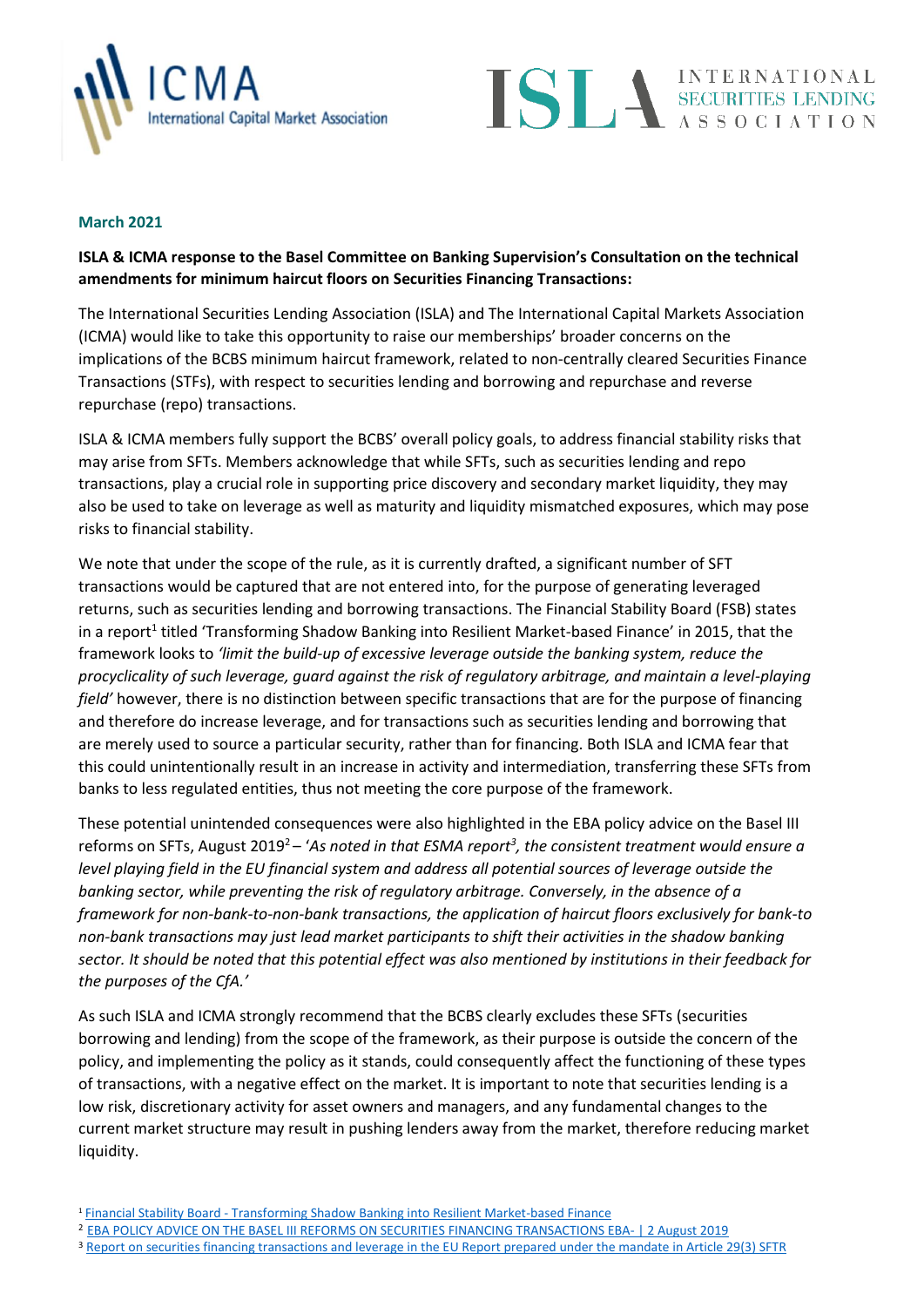**March 2021**

**ISLA & ICMA response to the Basel Committee on Banking Supervision's Consultation on the technical amendments for minimum haircut floors on Securities Financing Transactions:**

The International Securities Lending Association (ISLA) and The International Capital Markets Association (ICMA) would like to take this opportunity to raise our memberships' broader concerns on the implications of the BCBS minimum haircut framework, related to non-centrally cleared Securities Finance Transactions (STFs), with respect to securities lending and borrowing and repurchase and reverse repurchase (repo) transactions.

ISLA & ICMA members fully support the BCBS' overall policy goals, to address financial stability risks that may arise from SFTs. Members acknowledge that while SFTs, such as securities lending and repo transactions, play a crucial role in supporting price discovery and secondary market liquidity, they may also be used to take on leverage as well as maturity and liquidity mismatched exposures, which may pose risks to financial stability.

We note that under the scope of the rule, as it is currently drafted, a significant number of SFT transactions would be captured that are not entered into, for the purpose of generating leveraged returns, such as securities lending and borrowing transactions. The Financial Stability Board (FSB) states in a report[1] titled 'Transforming Shadow Banking into Resilient Market-based Finance' in 2015, that the framework looks to *'limit the build-up of excessive leverage outside the banking system, reduce the procyclicality of such leverage, guard against the risk of regulatory arbitrage, and maintain a level-playing field'* however, there is no distinction between specific transactions that are for the purpose of financing and therefore do increase leverage, and for transactions such as securities lending and borrowing that are merely used to source a particular security, rather than for financing. Both ISLA and ICMA fear that this could unintentionally result in an increase in activity and intermediation, transferring these SFTs from banks to less regulated entities, thus not meeting the core purpose of the framework.

These potential unintended consequences were also highlighted in the EBA policy advice on the Basel III reforms on SFTs, August 2019[2] – '*As noted in that ESMA report[3], the consistent treatment would ensure a level playing field in the EU financial system and address all potential sources of leverage outside the banking sector, while preventing the risk of regulatory arbitrage. Conversely, in the absence of a framework for non-bank-to-non-bank transactions, the application of haircut floors exclusively for bank-to non-bank transactions may just lead market participants to shift their activities in the shadow banking sector. It should be noted that this potential effect was also mentioned by institutions in their feedback for the purposes of the CfA.*'

As such ISLA and ICMA strongly recommend that the BCBS clearly excludes these SFTs (securities borrowing and lending) from the scope of the framework, as their purpose is outside the concern of the policy, and implementing the policy as it stands, could consequently affect the functioning of these types of transactions, with a negative effect on the market. It is important to note that securities lending is a low risk, discretionary activity for asset owners and managers, and any fundamental changes to the current market structure may result in pushing lenders away from the market, therefore reducing market liquidity.

---

[1] Financial Stability Board - Transforming Shadow Banking into Resilient Market-based Finance

[2] EBA POLICY ADVICE ON THE BASEL III REFORMS ON SECURITIES FINANCING TRANSACTIONS EBA- | 2 August 2019

[3] Report on securities financing transactions and leverage in the EU Report prepared under the mandate in Article 29(3) SFTR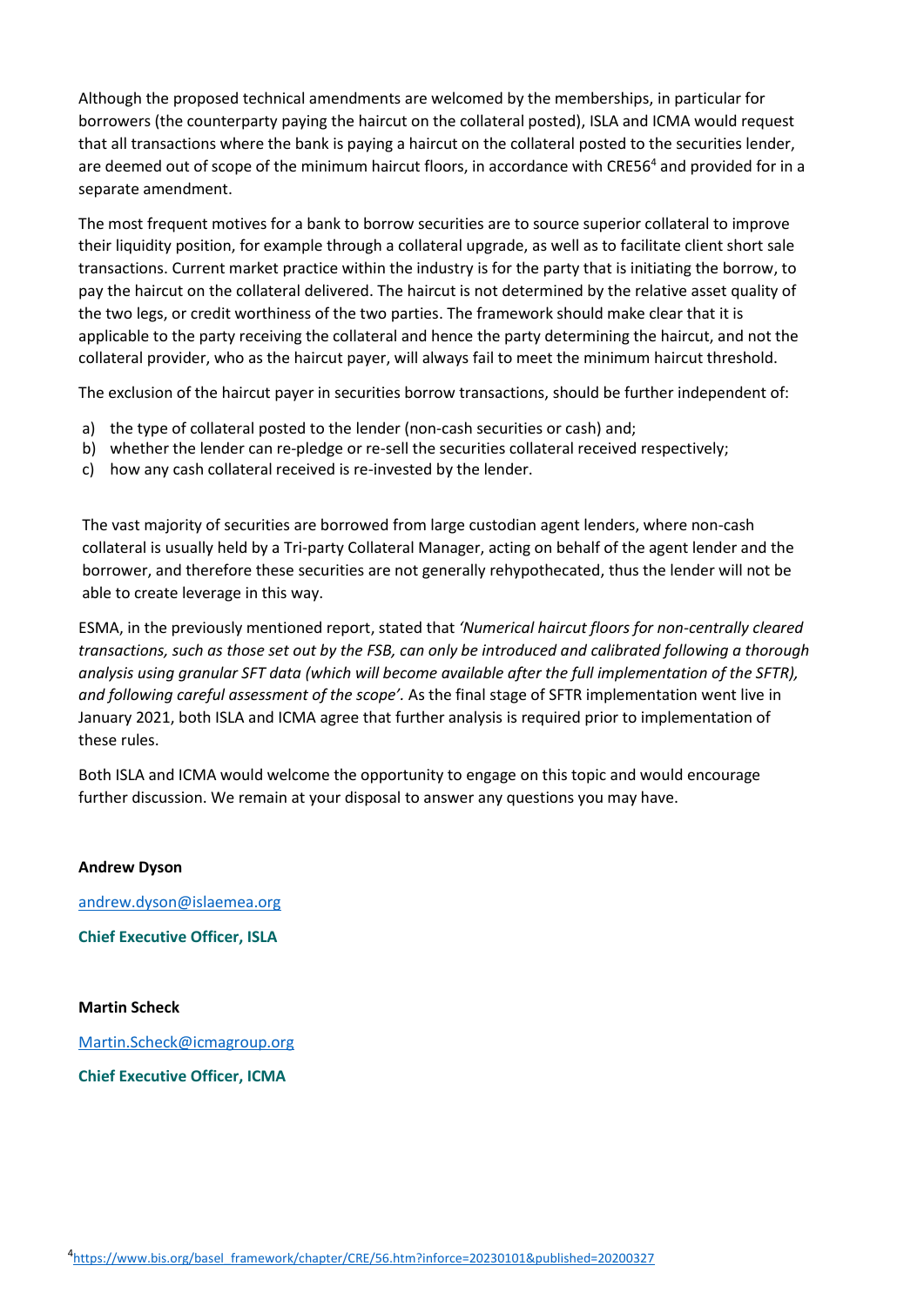Although the proposed technical amendments are welcomed by the memberships, in particular for borrowers (the counterparty paying the haircut on the collateral posted), ISLA and ICMA would request that all transactions where the bank is paying a haircut on the collateral posted to the securities lender, are deemed out of scope of the minimum haircut floors, in accordance with CRE56[4] and provided for in a separate amendment.

The most frequent motives for a bank to borrow securities are to source superior collateral to improve their liquidity position, for example through a collateral upgrade, as well as to facilitate client short sale transactions. Current market practice within the industry is for the party that is initiating the borrow, to pay the haircut on the collateral delivered. The haircut is not determined by the relative asset quality of the two legs, or credit worthiness of the two parties. The framework should make clear that it is applicable to the party receiving the collateral and hence the party determining the haircut, and not the collateral provider, who as the haircut payer, will always fail to meet the minimum haircut threshold.

The exclusion of the haircut payer in securities borrow transactions, should be further independent of:

a) the type of collateral posted to the lender (non-cash securities or cash) and;
b) whether the lender can re-pledge or re-sell the securities collateral received respectively;
c) how any cash collateral received is re-invested by the lender.

The vast majority of securities are borrowed from large custodian agent lenders, where non-cash collateral is usually held by a Tri-party Collateral Manager, acting on behalf of the agent lender and the borrower, and therefore these securities are not generally rehypothecated, thus the lender will not be able to create leverage in this way.

ESMA, in the previously mentioned report, stated that *'Numerical haircut floors for non-centrally cleared transactions, such as those set out by the FSB, can only be introduced and calibrated following a thorough analysis using granular SFT data (which will become available after the full implementation of the SFTR), and following careful assessment of the scope'.* As the final stage of SFTR implementation went live in January 2021, both ISLA and ICMA agree that further analysis is required prior to implementation of these rules.

Both ISLA and ICMA would welcome the opportunity to engage on this topic and would encourage further discussion. We remain at your disposal to answer any questions you may have.

**Andrew Dyson**

andrew.dyson@islaemea.org

**Chief Executive Officer, ISLA**

**Martin Scheck**

Martin.Scheck@icmagroup.org

**Chief Executive Officer, ICMA**

[4] https://www.bis.org/basel_framework/chapter/CRE/56.htm?inforce=20230101&published=20200327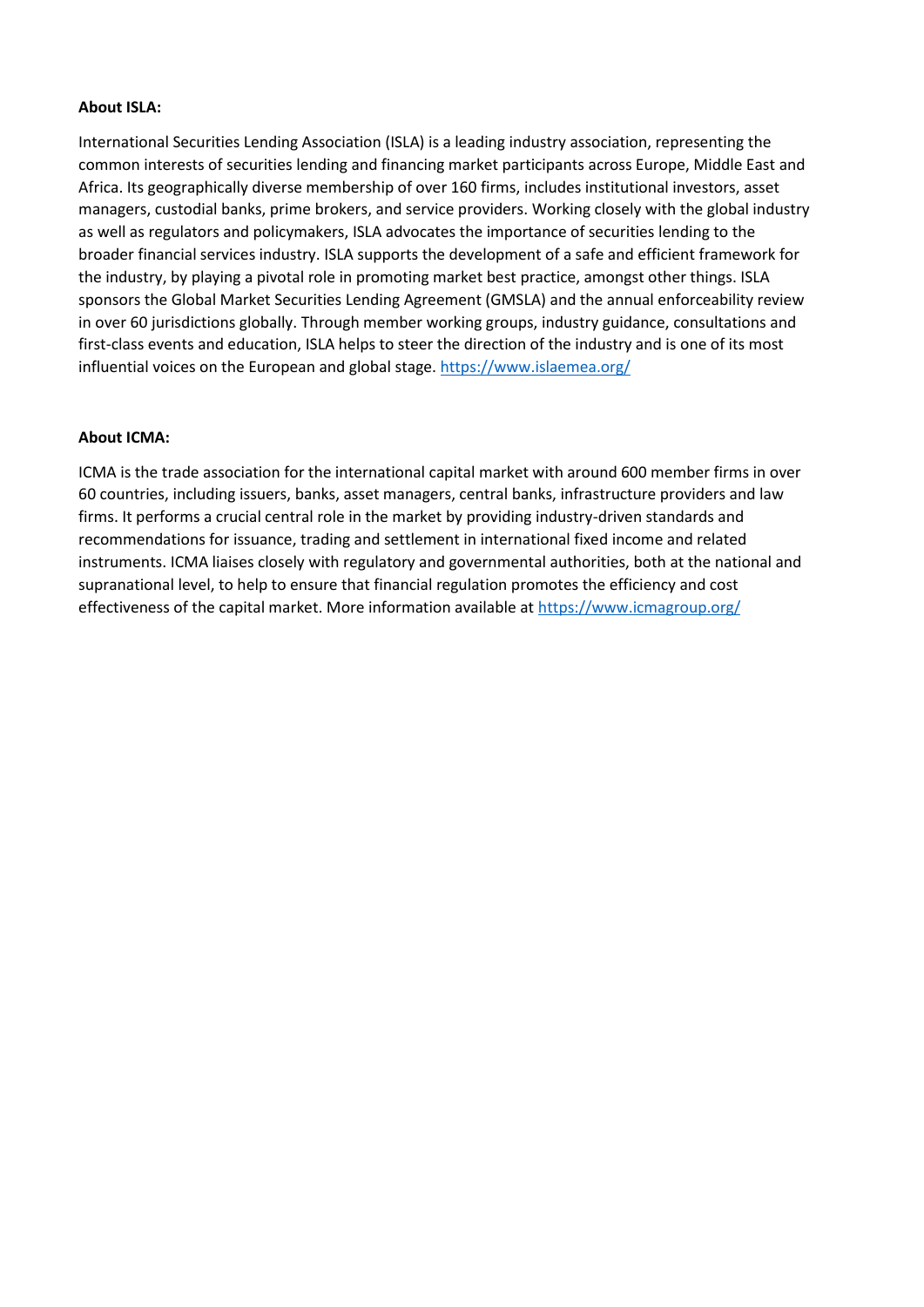**About ISLA:**

International Securities Lending Association (ISLA) is a leading industry association, representing the common interests of securities lending and financing market participants across Europe, Middle East and Africa. Its geographically diverse membership of over 160 firms, includes institutional investors, asset managers, custodial banks, prime brokers, and service providers. Working closely with the global industry as well as regulators and policymakers, ISLA advocates the importance of securities lending to the broader financial services industry. ISLA supports the development of a safe and efficient framework for the industry, by playing a pivotal role in promoting market best practice, amongst other things. ISLA sponsors the Global Market Securities Lending Agreement (GMSLA) and the annual enforceability review in over 60 jurisdictions globally. Through member working groups, industry guidance, consultations and first-class events and education, ISLA helps to steer the direction of the industry and is one of its most influential voices on the European and global stage. https://www.islaemea.org/

**About ICMA:**

ICMA is the trade association for the international capital market with around 600 member firms in over 60 countries, including issuers, banks, asset managers, central banks, infrastructure providers and law firms. It performs a crucial central role in the market by providing industry-driven standards and recommendations for issuance, trading and settlement in international fixed income and related instruments. ICMA liaises closely with regulatory and governmental authorities, both at the national and supranational level, to help to ensure that financial regulation promotes the efficiency and cost effectiveness of the capital market. More information available at https://www.icmagroup.org/